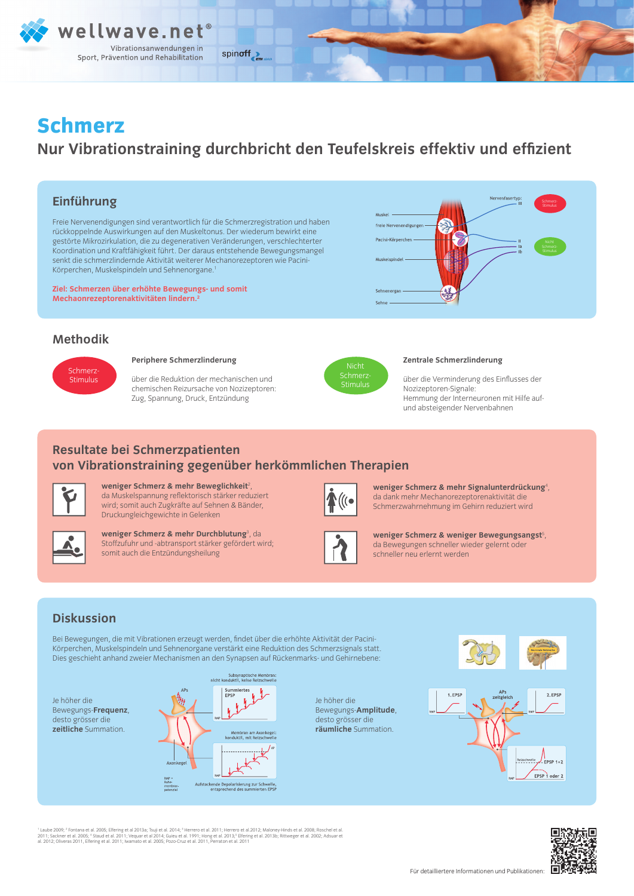wellwave.net®

Vibrationsanwendungen in Sport, Prävention und Rehabilitation

spinoff ETH zürich

# Schmerz

## Nur Vibrationstraining durchbricht den Teufelskreis effektiv und effizient

## Einführung

Freie Nervenendigungen sind verantwortlich für die Schmerzregistration und haben rückkoppelnde Auswirkungen auf den Muskeltonus. Der wiederum bewirkt eine gestörte Mikrozirkulation, die zu degenerativen Veränderungen, verschlechterter Koordination und Kraftfähigkeit führt. Der daraus entstehende Bewegungsmangel senkt die schmerzlindernde Aktivität weiterer Mechanorezeptoren wie Pacini-Körperchen, Muskelspindeln und Sehnenorgane.[1]

**Ziel: Schmerzen über erhöhte Bewegungs- und somit Mechaonrezeptorenaktivitäten lindern.**[2]

Nervenfasertyp: III, II, Ia, Ib

Muskel, Freie Nervenendigungen, Pacini-Körperchen, Muskelspindel, Sehnenorgan, Sehne

Schmerz-Stimulus / Nicht Schmerz-Stimulus

## Methodik

Schmerz-Stimulus

**Periphere Schmerzlinderung**

über die Reduktion der mechanischen und chemischen Reizursache von Nozizeptoren: Zug, Spannung, Druck, Entzündung

Nicht Schmerz-Stimulus

**Zentrale Schmerzlinderung**

über die Verminderung des Einflusses der Nozizeptoren-Signale:
Hemmung der Interneuronen mit Hilfe auf- und absteigender Nervenbahnen

## Resultate bei Schmerzpatienten von Vibrationstraining gegenüber herkömmlichen Therapien

**weniger Schmerz & mehr Beweglichkeit**[2], da Muskelspannung reflektorisch stärker reduziert wird; somit auch Zugkräfte auf Sehnen & Bänder, Druckungleichgewichte in Gelenken

**weniger Schmerz & mehr Durchblutung**[3], da Stoffzufuhr und -abtransport stärker gefördert wird; somit auch die Entzündungsheilung

**weniger Schmerz & mehr Signalunterdrückung**[4], da dank mehr Mechanorezeptorenaktivität die Schmerzwahrnehmung im Gehirn reduziert wird

**weniger Schmerz & weniger Bewegungsangst**[5], da Bewegungen schneller wieder gelernt oder schneller neu erlernt werden

## Diskussion

Bei Bewegungen, die mit Vibrationen erzeugt werden, findet über die erhöhte Aktivität der Pacini-Körperchen, Muskelspindeln und Sehnenorgane verstärkt eine Reduktion des Schmerzsignals statt. Dies geschieht anhand zweier Mechanismen an den Synapsen auf Rückenmarks- und Gehirnebene:

Je höher die Bewegungs-**Frequenz**, desto grösser die **zeitliche** Summation.

Subsynaptische Membran: nicht konduktil, keine Reizschwelle; APs; Summiertes EPSP; RMP; Membran am Axonkegel: konduktil, mit Reizschwelle; AP; Axonkegel; RMP = Ruhemembranpotenzial; Aufstockende Depolarisierung zur Schwelle, entsprechend des summierten EPSP

Je höher die Bewegungs-**Amplitude**, desto grösser die **räumliche** Summation.

1. EPSP; APs zeitgleich; 2. EPSP; RMP; Reizschwelle; EPSP 1+2; EPSP 1 oder 2

[1] Laube 2009; [2] Fontana et al. 2005; Elfering et al 2013a; Tsuji et al. 2014; [3] Herrero et al. 2011; Herrero et al.2012; Maloney-Hinds et al. 2008; Roschel et al. 2011; Sackner et al. 2005; [4] Staud et al. 2011; Vequar et al 2014; Guieu et al. 1991; Hong et al. 2013;[5] Elfering et al. 2013b; Rittweger et al. 2002; Adsuar et al. 2012; Oliveras 2011, Elfering et al. 2011; Iwamato et al. 2005; Pozo-Cruz et al. 2011, Perraton et al. 2011

Für detailliertere Informationen und Publikationen: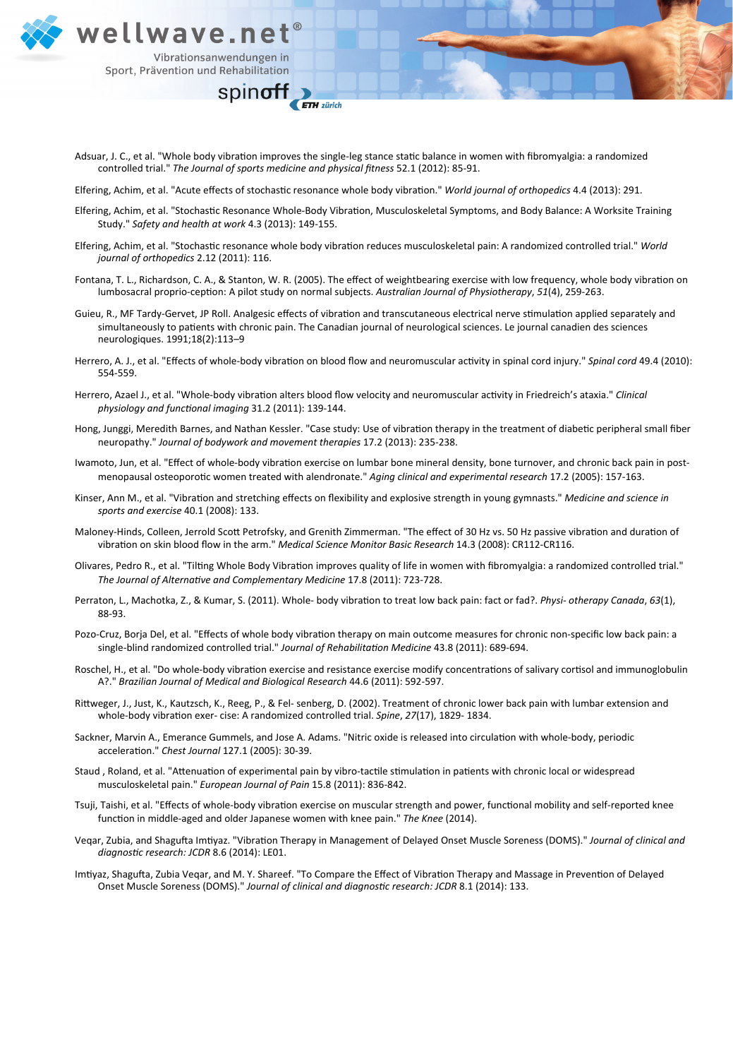Adsuar, J. C., et al. "Whole body vibration improves the single-leg stance static balance in women with fibromyalgia: a randomized controlled trial." *The Journal of sports medicine and physical fitness* 52.1 (2012): 85-91.

Elfering, Achim, et al. "Acute effects of stochastic resonance whole body vibration." *World journal of orthopedics* 4.4 (2013): 291.

Elfering, Achim, et al. "Stochastic Resonance Whole-Body Vibration, Musculoskeletal Symptoms, and Body Balance: A Worksite Training Study." *Safety and health at work* 4.3 (2013): 149-155.

Elfering, Achim, et al. "Stochastic resonance whole body vibration reduces musculoskeletal pain: A randomized controlled trial." *World journal of orthopedics* 2.12 (2011): 116.

Fontana, T. L., Richardson, C. A., & Stanton, W. R. (2005). The effect of weightbearing exercise with low frequency, whole body vibration on lumbosacral proprio-ception: A pilot study on normal subjects. *Australian Journal of Physiotherapy*, *51*(4), 259-263.

Guieu, R., MF Tardy-Gervet, JP Roll. Analgesic effects of vibration and transcutaneous electrical nerve stimulation applied separately and simultaneously to patients with chronic pain. The Canadian journal of neurological sciences. Le journal canadien des sciences neurologiques. 1991;18(2):113–9

Herrero, A. J., et al. "Effects of whole-body vibration on blood flow and neuromuscular activity in spinal cord injury." *Spinal cord* 49.4 (2010): 554-559.

Herrero, Azael J., et al. "Whole-body vibration alters blood flow velocity and neuromuscular activity in Friedreich's ataxia." *Clinical physiology and functional imaging* 31.2 (2011): 139-144.

Hong, Junggi, Meredith Barnes, and Nathan Kessler. "Case study: Use of vibration therapy in the treatment of diabetic peripheral small fiber neuropathy." *Journal of bodywork and movement therapies* 17.2 (2013): 235-238.

Iwamoto, Jun, et al. "Effect of whole-body vibration exercise on lumbar bone mineral density, bone turnover, and chronic back pain in post-menopausal osteoporotic women treated with alendronate." *Aging clinical and experimental research* 17.2 (2005): 157-163.

Kinser, Ann M., et al. "Vibration and stretching effects on flexibility and explosive strength in young gymnasts." *Medicine and science in sports and exercise* 40.1 (2008): 133.

Maloney-Hinds, Colleen, Jerrold Scott Petrofsky, and Grenith Zimmerman. "The effect of 30 Hz vs. 50 Hz passive vibration and duration of vibration on skin blood flow in the arm." *Medical Science Monitor Basic Research* 14.3 (2008): CR112-CR116.

Olivares, Pedro R., et al. "Tilting Whole Body Vibration improves quality of life in women with fibromyalgia: a randomized controlled trial." *The Journal of Alternative and Complementary Medicine* 17.8 (2011): 723-728.

Perraton, L., Machotka, Z., & Kumar, S. (2011). Whole- body vibration to treat low back pain: fact or fad?. *Physi- otherapy Canada*, *63*(1), 88-93.

Pozo-Cruz, Borja Del, et al. "Effects of whole body vibration therapy on main outcome measures for chronic non-specific low back pain: a single-blind randomized controlled trial." *Journal of Rehabilitation Medicine* 43.8 (2011): 689-694.

Roschel, H., et al. "Do whole-body vibration exercise and resistance exercise modify concentrations of salivary cortisol and immunoglobulin A?." *Brazilian Journal of Medical and Biological Research* 44.6 (2011): 592-597.

Rittweger, J., Just, K., Kautzsch, K., Reeg, P., & Fel- senberg, D. (2002). Treatment of chronic lower back pain with lumbar extension and whole-body vibration exer- cise: A randomized controlled trial. *Spine*, *27*(17), 1829- 1834.

Sackner, Marvin A., Emerance Gummels, and Jose A. Adams. "Nitric oxide is released into circulation with whole-body, periodic acceleration." *Chest Journal* 127.1 (2005): 30-39.

Staud , Roland, et al. "Attenuation of experimental pain by vibro-tactile stimulation in patients with chronic local or widespread musculoskeletal pain." *European Journal of Pain* 15.8 (2011): 836-842.

Tsuji, Taishi, et al. "Effects of whole-body vibration exercise on muscular strength and power, functional mobility and self-reported knee function in middle-aged and older Japanese women with knee pain." *The Knee* (2014).

Veqar, Zubia, and Shagufta Imtiyaz. "Vibration Therapy in Management of Delayed Onset Muscle Soreness (DOMS)." *Journal of clinical and diagnostic research: JCDR* 8.6 (2014): LE01.

Imtiyaz, Shagufta, Zubia Veqar, and M. Y. Shareef. "To Compare the Effect of Vibration Therapy and Massage in Prevention of Delayed Onset Muscle Soreness (DOMS)." *Journal of clinical and diagnostic research: JCDR* 8.1 (2014): 133.